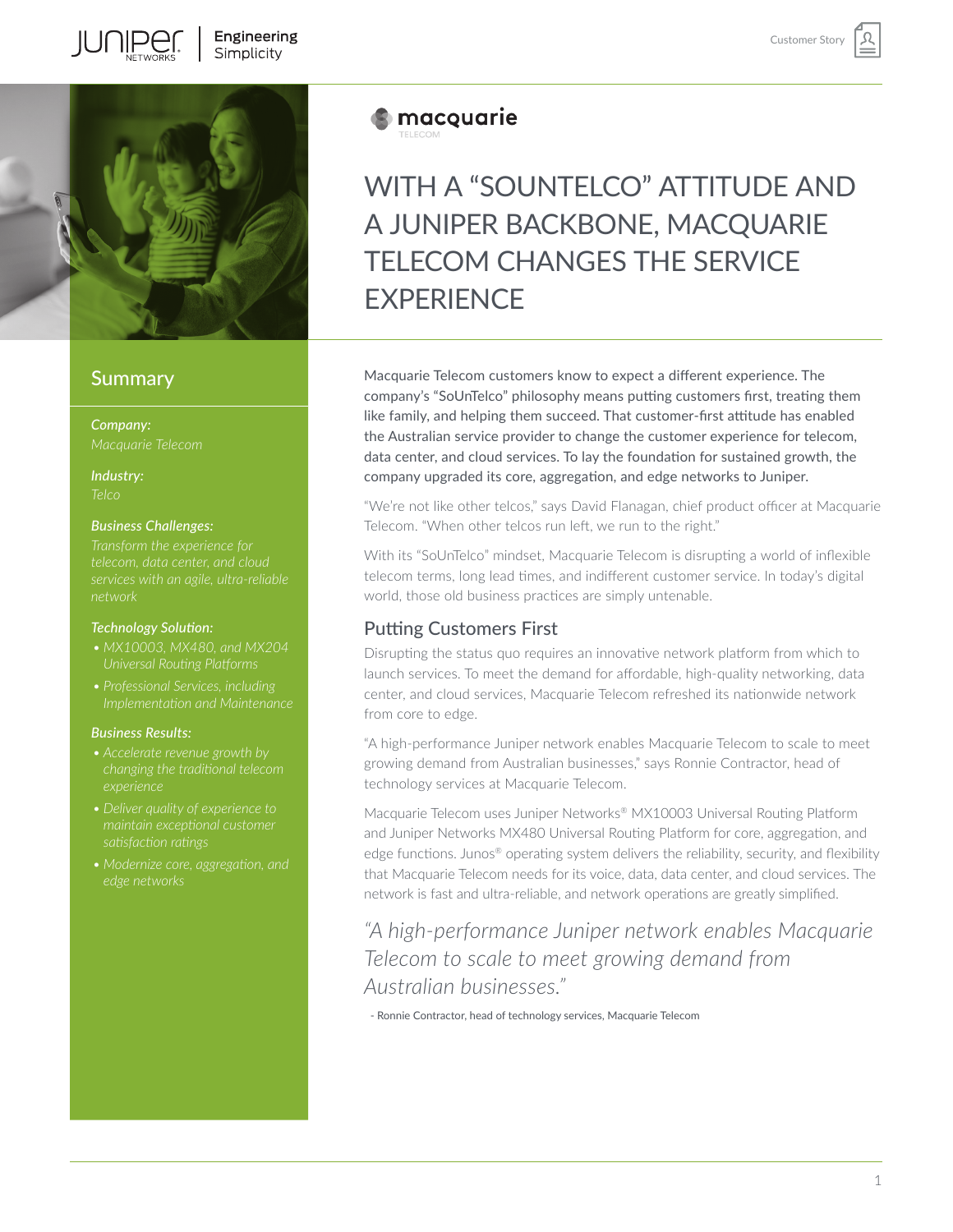# WITH A "SOUNTELCO" ATTITUDE AND A JUNIPER BACKBONE, MACQUARIE TELECOM CHANGES THE SERVICE EXPERIENCE

## Summary

***Company:***
*Macquarie Telecom*

***Industry:***
*Telco*

***Business Challenges:***
*Transform the experience for telecom, data center, and cloud services with an agile, ultra-reliable network*

***Technology Solution:***
- *MX10003, MX480, and MX204 Universal Routing Platforms*
- *Professional Services, including Implementation and Maintenance*

***Business Results:***
- *Accelerate revenue growth by changing the traditional telecom experience*
- *Deliver quality of experience to maintain exceptional customer satisfaction ratings*
- *Modernize core, aggregation, and edge networks*

Macquarie Telecom customers know to expect a different experience. The company's "SoUnTelco" philosophy means putting customers first, treating them like family, and helping them succeed. That customer-first attitude has enabled the Australian service provider to change the customer experience for telecom, data center, and cloud services. To lay the foundation for sustained growth, the company upgraded its core, aggregation, and edge networks to Juniper.

"We're not like other telcos," says David Flanagan, chief product officer at Macquarie Telecom. "When other telcos run left, we run to the right."

With its "SoUnTelco" mindset, Macquarie Telecom is disrupting a world of inflexible telecom terms, long lead times, and indifferent customer service. In today's digital world, those old business practices are simply untenable.

## Putting Customers First

Disrupting the status quo requires an innovative network platform from which to launch services. To meet the demand for affordable, high-quality networking, data center, and cloud services, Macquarie Telecom refreshed its nationwide network from core to edge.

"A high-performance Juniper network enables Macquarie Telecom to scale to meet growing demand from Australian businesses," says Ronnie Contractor, head of technology services at Macquarie Telecom.

Macquarie Telecom uses Juniper Networks® MX10003 Universal Routing Platform and Juniper Networks MX480 Universal Routing Platform for core, aggregation, and edge functions. Junos® operating system delivers the reliability, security, and flexibility that Macquarie Telecom needs for its voice, data, data center, and cloud services. The network is fast and ultra-reliable, and network operations are greatly simplified.

> *"A high-performance Juniper network enables Macquarie Telecom to scale to meet growing demand from Australian businesses."*
>
> \- Ronnie Contractor, head of technology services, Macquarie Telecom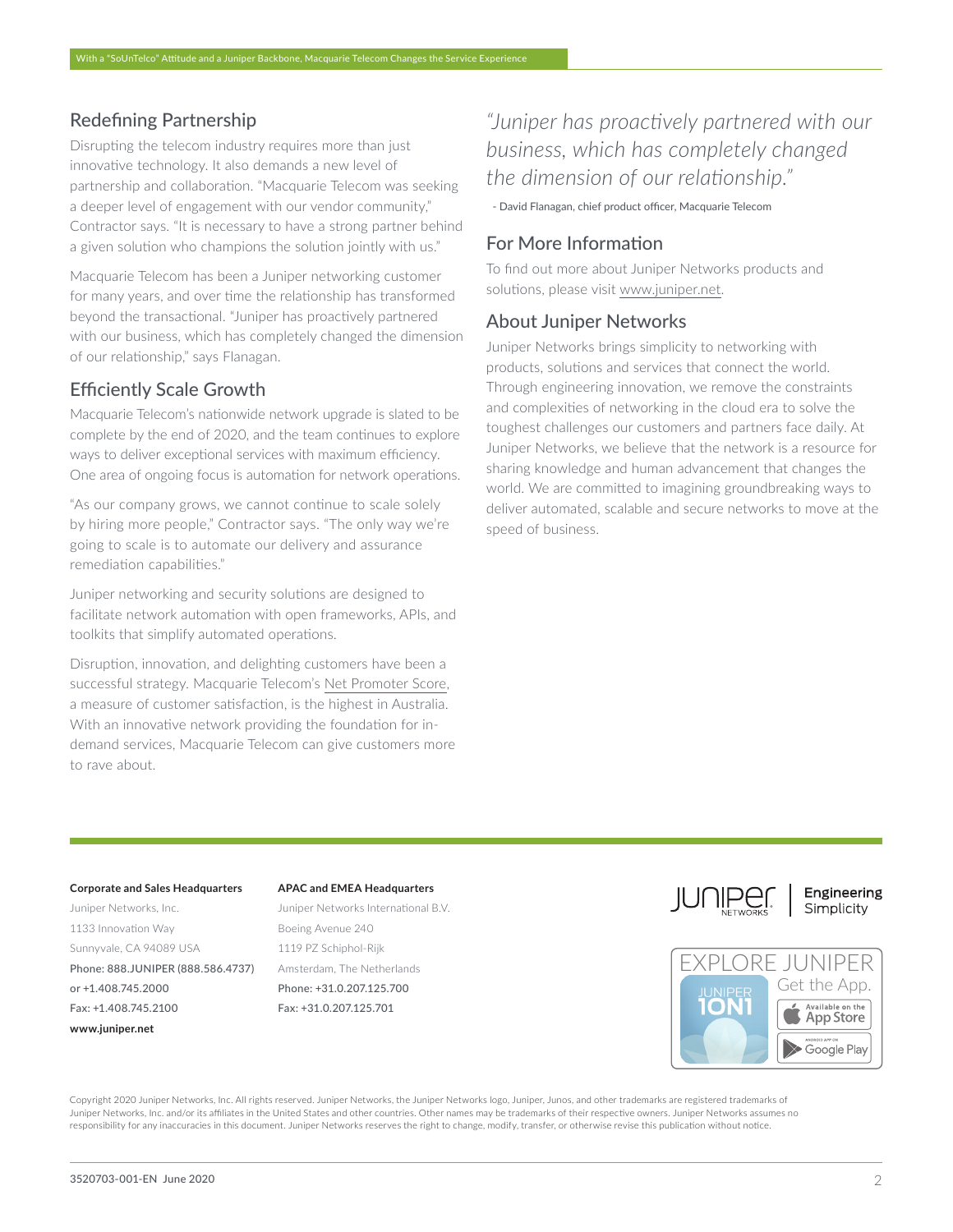## Redefining Partnership

Disrupting the telecom industry requires more than just innovative technology. It also demands a new level of partnership and collaboration. "Macquarie Telecom was seeking a deeper level of engagement with our vendor community," Contractor says. "It is necessary to have a strong partner behind a given solution who champions the solution jointly with us."

Macquarie Telecom has been a Juniper networking customer for many years, and over time the relationship has transformed beyond the transactional. "Juniper has proactively partnered with our business, which has completely changed the dimension of our relationship," says Flanagan.

## Efficiently Scale Growth

Macquarie Telecom's nationwide network upgrade is slated to be complete by the end of 2020, and the team continues to explore ways to deliver exceptional services with maximum efficiency. One area of ongoing focus is automation for network operations.

"As our company grows, we cannot continue to scale solely by hiring more people," Contractor says. "The only way we're going to scale is to automate our delivery and assurance remediation capabilities."

Juniper networking and security solutions are designed to facilitate network automation with open frameworks, APIs, and toolkits that simplify automated operations.

Disruption, innovation, and delighting customers have been a successful strategy. Macquarie Telecom's Net Promoter Score, a measure of customer satisfaction, is the highest in Australia. With an innovative network providing the foundation for in-demand services, Macquarie Telecom can give customers more to rave about.

*"Juniper has proactively partnered with our business, which has completely changed the dimension of our relationship."*

- David Flanagan, chief product officer, Macquarie Telecom

## For More Information

To find out more about Juniper Networks products and solutions, please visit www.juniper.net.

## About Juniper Networks

Juniper Networks brings simplicity to networking with products, solutions and services that connect the world. Through engineering innovation, we remove the constraints and complexities of networking in the cloud era to solve the toughest challenges our customers and partners face daily. At Juniper Networks, we believe that the network is a resource for sharing knowledge and human advancement that changes the world. We are committed to imagining groundbreaking ways to deliver automated, scalable and secure networks to move at the speed of business.

**Corporate and Sales Headquarters**
Juniper Networks, Inc.
1133 Innovation Way
Sunnyvale, CA 94089 USA
Phone: 888.JUNIPER (888.586.4737)
or +1.408.745.2000
Fax: +1.408.745.2100
**www.juniper.net**

**APAC and EMEA Headquarters**
Juniper Networks International B.V.
Boeing Avenue 240
1119 PZ Schiphol-Rijk
Amsterdam, The Netherlands
Phone: +31.0.207.125.700
Fax: +31.0.207.125.701

Juniper Networks | Engineering Simplicity

EXPLORE JUNIPER
Get the App.
Juniper 1ON1
Available on the App Store
Android App on Google Play

Copyright 2020 Juniper Networks, Inc. All rights reserved. Juniper Networks, the Juniper Networks logo, Juniper, Junos, and other trademarks are registered trademarks of Juniper Networks, Inc. and/or its affiliates in the United States and other countries. Other names may be trademarks of their respective owners. Juniper Networks assumes no responsibility for any inaccuracies in this document. Juniper Networks reserves the right to change, modify, transfer, or otherwise revise this publication without notice.

3520703-001-EN June 2020